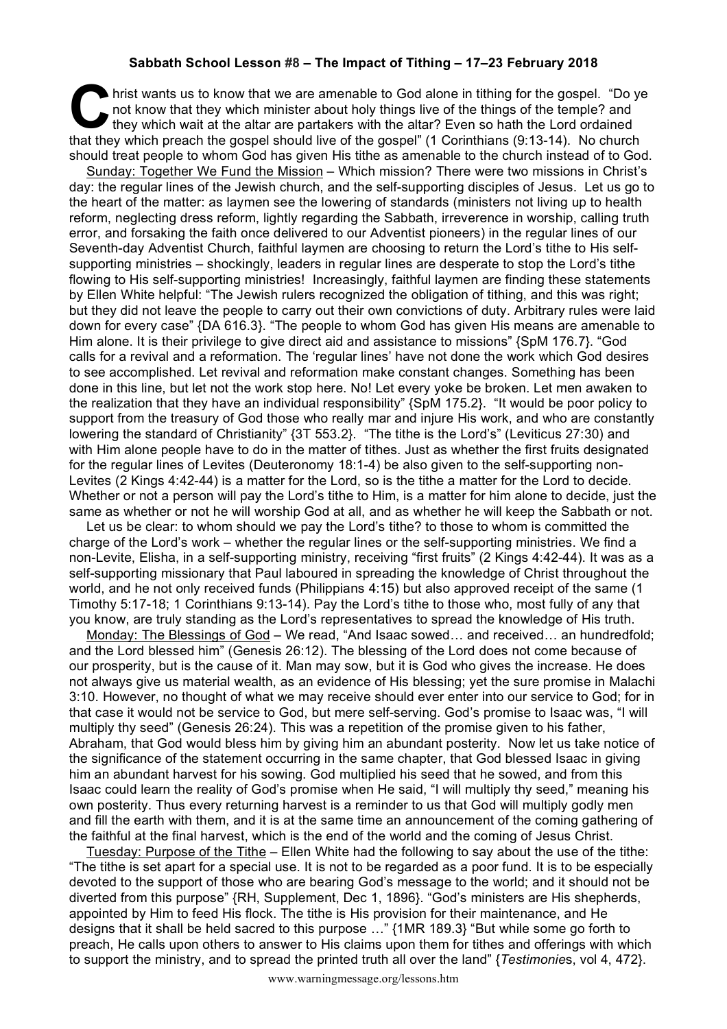**Sabbath School Lesson #8 – The Impact of Tithing – 17–23 February 2018**

Christ wants us to know that we are amenable to God alone in tithing for the gospel. "Do ye not know that they which minister about holy things live of the things of the temple? and they which wait at the altar are partakers with the altar? Even so hath the Lord ordained that they which preach the gospel should live of the gospel" (1 Corinthians (9:13-14). No church should treat people to whom God has given His tithe as amenable to the church instead of to God.

Sunday: Together We Fund the Mission – Which mission? There were two missions in Christ's day: the regular lines of the Jewish church, and the self-supporting disciples of Jesus. Let us go to the heart of the matter: as laymen see the lowering of standards (ministers not living up to health reform, neglecting dress reform, lightly regarding the Sabbath, irreverence in worship, calling truth error, and forsaking the faith once delivered to our Adventist pioneers) in the regular lines of our Seventh-day Adventist Church, faithful laymen are choosing to return the Lord's tithe to His self-supporting ministries – shockingly, leaders in regular lines are desperate to stop the Lord's tithe flowing to His self-supporting ministries! Increasingly, faithful laymen are finding these statements by Ellen White helpful: "The Jewish rulers recognized the obligation of tithing, and this was right; but they did not leave the people to carry out their own convictions of duty. Arbitrary rules were laid down for every case" {DA 616.3}. "The people to whom God has given His means are amenable to Him alone. It is their privilege to give direct aid and assistance to missions" {SpM 176.7}. "God calls for a revival and a reformation. The 'regular lines' have not done the work which God desires to see accomplished. Let revival and reformation make constant changes. Something has been done in this line, but let not the work stop here. No! Let every yoke be broken. Let men awaken to the realization that they have an individual responsibility" {SpM 175.2}. "It would be poor policy to support from the treasury of God those who really mar and injure His work, and who are constantly lowering the standard of Christianity" {3T 553.2}. "The tithe is the Lord's" (Leviticus 27:30) and with Him alone people have to do in the matter of tithes. Just as whether the first fruits designated for the regular lines of Levites (Deuteronomy 18:1-4) be also given to the self-supporting non-Levites (2 Kings 4:42-44) is a matter for the Lord, so is the tithe a matter for the Lord to decide. Whether or not a person will pay the Lord's tithe to Him, is a matter for him alone to decide, just the same as whether or not he will worship God at all, and as whether he will keep the Sabbath or not.

Let us be clear: to whom should we pay the Lord's tithe? to those to whom is committed the charge of the Lord's work – whether the regular lines or the self-supporting ministries. We find a non-Levite, Elisha, in a self-supporting ministry, receiving "first fruits" (2 Kings 4:42-44). It was as a self-supporting missionary that Paul laboured in spreading the knowledge of Christ throughout the world, and he not only received funds (Philippians 4:15) but also approved receipt of the same (1 Timothy 5:17-18; 1 Corinthians 9:13-14). Pay the Lord's tithe to those who, most fully of any that you know, are truly standing as the Lord's representatives to spread the knowledge of His truth.

Monday: The Blessings of God – We read, "And Isaac sowed… and received… an hundredfold; and the Lord blessed him" (Genesis 26:12). The blessing of the Lord does not come because of our prosperity, but is the cause of it. Man may sow, but it is God who gives the increase. He does not always give us material wealth, as an evidence of His blessing; yet the sure promise in Malachi 3:10. However, no thought of what we may receive should ever enter into our service to God; for in that case it would not be service to God, but mere self-serving. God's promise to Isaac was, "I will multiply thy seed" (Genesis 26:24). This was a repetition of the promise given to his father, Abraham, that God would bless him by giving him an abundant posterity. Now let us take notice of the significance of the statement occurring in the same chapter, that God blessed Isaac in giving him an abundant harvest for his sowing. God multiplied his seed that he sowed, and from this Isaac could learn the reality of God's promise when He said, "I will multiply thy seed," meaning his own posterity. Thus every returning harvest is a reminder to us that God will multiply godly men and fill the earth with them, and it is at the same time an announcement of the coming gathering of the faithful at the final harvest, which is the end of the world and the coming of Jesus Christ.

Tuesday: Purpose of the Tithe – Ellen White had the following to say about the use of the tithe: "The tithe is set apart for a special use. It is not to be regarded as a poor fund. It is to be especially devoted to the support of those who are bearing God's message to the world; and it should not be diverted from this purpose" {RH, Supplement, Dec 1, 1896}. "God's ministers are His shepherds, appointed by Him to feed His flock. The tithe is His provision for their maintenance, and He designs that it shall be held sacred to this purpose …" {1MR 189.3} "But while some go forth to preach, He calls upon others to answer to His claims upon them for tithes and offerings with which to support the ministry, and to spread the printed truth all over the land" {*Testimonies*, vol 4, 472}.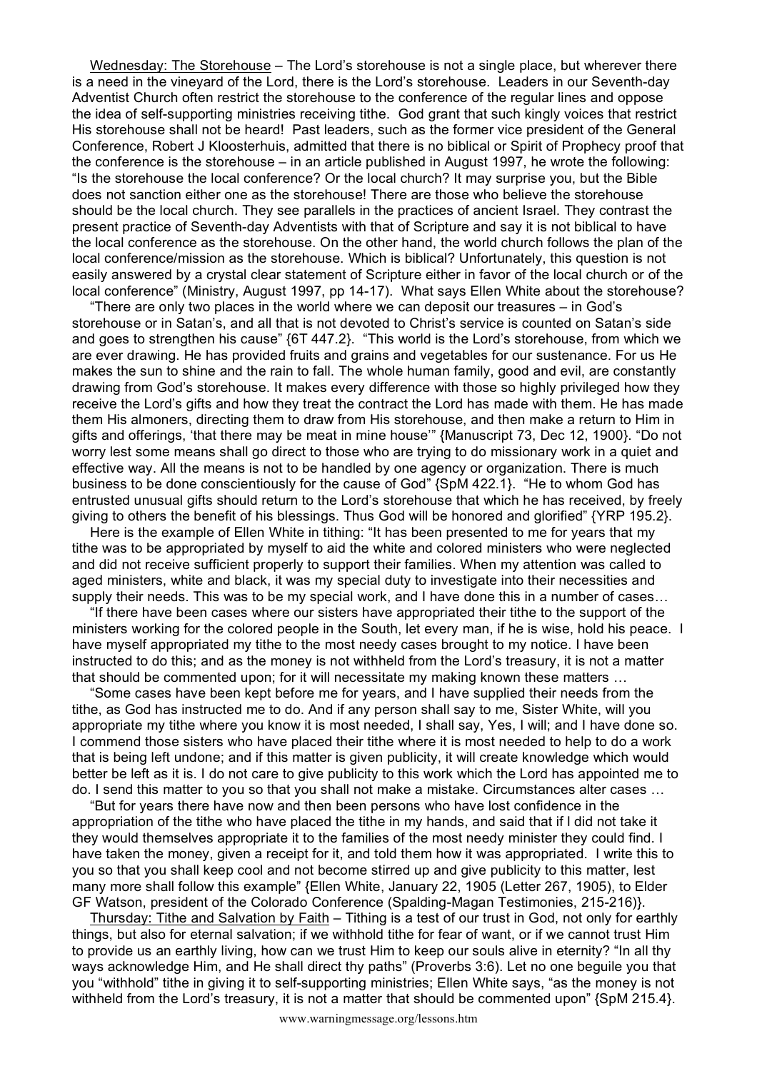Wednesday: The Storehouse – The Lord's storehouse is not a single place, but wherever there is a need in the vineyard of the Lord, there is the Lord's storehouse. Leaders in our Seventh-day Adventist Church often restrict the storehouse to the conference of the regular lines and oppose the idea of self-supporting ministries receiving tithe. God grant that such kingly voices that restrict His storehouse shall not be heard! Past leaders, such as the former vice president of the General Conference, Robert J Kloosterhuis, admitted that there is no biblical or Spirit of Prophecy proof that the conference is the storehouse – in an article published in August 1997, he wrote the following: "Is the storehouse the local conference? Or the local church? It may surprise you, but the Bible does not sanction either one as the storehouse! There are those who believe the storehouse should be the local church. They see parallels in the practices of ancient Israel. They contrast the present practice of Seventh-day Adventists with that of Scripture and say it is not biblical to have the local conference as the storehouse. On the other hand, the world church follows the plan of the local conference/mission as the storehouse. Which is biblical? Unfortunately, this question is not easily answered by a crystal clear statement of Scripture either in favor of the local church or of the local conference" (Ministry, August 1997, pp 14-17). What says Ellen White about the storehouse?

"There are only two places in the world where we can deposit our treasures – in God's storehouse or in Satan's, and all that is not devoted to Christ's service is counted on Satan's side and goes to strengthen his cause" {6T 447.2}. "This world is the Lord's storehouse, from which we are ever drawing. He has provided fruits and grains and vegetables for our sustenance. For us He makes the sun to shine and the rain to fall. The whole human family, good and evil, are constantly drawing from God's storehouse. It makes every difference with those so highly privileged how they receive the Lord's gifts and how they treat the contract the Lord has made with them. He has made them His almoners, directing them to draw from His storehouse, and then make a return to Him in gifts and offerings, 'that there may be meat in mine house'" {Manuscript 73, Dec 12, 1900}. "Do not worry lest some means shall go direct to those who are trying to do missionary work in a quiet and effective way. All the means is not to be handled by one agency or organization. There is much business to be done conscientiously for the cause of God" {SpM 422.1}. "He to whom God has entrusted unusual gifts should return to the Lord's storehouse that which he has received, by freely giving to others the benefit of his blessings. Thus God will be honored and glorified" {YRP 195.2}.

Here is the example of Ellen White in tithing: "It has been presented to me for years that my tithe was to be appropriated by myself to aid the white and colored ministers who were neglected and did not receive sufficient properly to support their families. When my attention was called to aged ministers, white and black, it was my special duty to investigate into their necessities and supply their needs. This was to be my special work, and I have done this in a number of cases…

"If there have been cases where our sisters have appropriated their tithe to the support of the ministers working for the colored people in the South, let every man, if he is wise, hold his peace. I have myself appropriated my tithe to the most needy cases brought to my notice. I have been instructed to do this; and as the money is not withheld from the Lord's treasury, it is not a matter that should be commented upon; for it will necessitate my making known these matters …

"Some cases have been kept before me for years, and I have supplied their needs from the tithe, as God has instructed me to do. And if any person shall say to me, Sister White, will you appropriate my tithe where you know it is most needed, I shall say, Yes, I will; and I have done so. I commend those sisters who have placed their tithe where it is most needed to help to do a work that is being left undone; and if this matter is given publicity, it will create knowledge which would better be left as it is. I do not care to give publicity to this work which the Lord has appointed me to do. I send this matter to you so that you shall not make a mistake. Circumstances alter cases …

"But for years there have now and then been persons who have lost confidence in the appropriation of the tithe who have placed the tithe in my hands, and said that if I did not take it they would themselves appropriate it to the families of the most needy minister they could find. I have taken the money, given a receipt for it, and told them how it was appropriated. I write this to you so that you shall keep cool and not become stirred up and give publicity to this matter, lest many more shall follow this example" {Ellen White, January 22, 1905 (Letter 267, 1905), to Elder GF Watson, president of the Colorado Conference (Spalding-Magan Testimonies, 215-216)}.

Thursday: Tithe and Salvation by Faith – Tithing is a test of our trust in God, not only for earthly things, but also for eternal salvation; if we withhold tithe for fear of want, or if we cannot trust Him to provide us an earthly living, how can we trust Him to keep our souls alive in eternity? "In all thy ways acknowledge Him, and He shall direct thy paths" (Proverbs 3:6). Let no one beguile you that you "withhold" tithe in giving it to self-supporting ministries; Ellen White says, "as the money is not withheld from the Lord's treasury, it is not a matter that should be commented upon" {SpM 215.4}.

www.warningmessage.org/lessons.htm